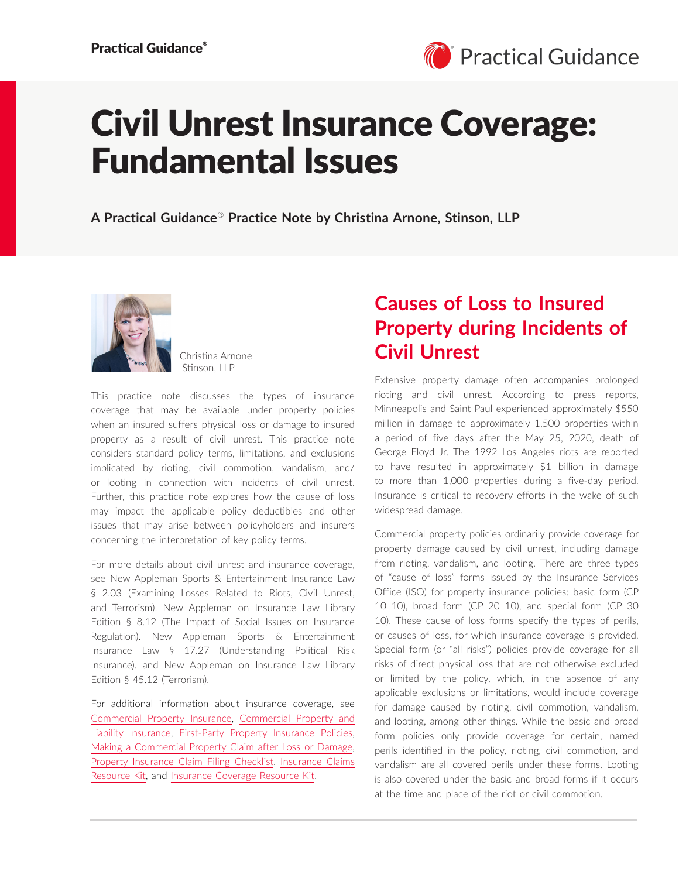# Civil Unrest Insurance Coverage: Fundamental Issues

**A Practical Guidance® Practice Note by Christina Arnone, Stinson, LLP**

Christina Arnone
Stinson, LLP

This practice note discusses the types of insurance coverage that may be available under property policies when an insured suffers physical loss or damage to insured property as a result of civil unrest. This practice note considers standard policy terms, limitations, and exclusions implicated by rioting, civil commotion, vandalism, and/or looting in connection with incidents of civil unrest. Further, this practice note explores how the cause of loss may impact the applicable policy deductibles and other issues that may arise between policyholders and insurers concerning the interpretation of key policy terms.

For more details about civil unrest and insurance coverage, see New Appleman Sports & Entertainment Insurance Law § 2.03 (Examining Losses Related to Riots, Civil Unrest, and Terrorism). New Appleman on Insurance Law Library Edition § 8.12 (The Impact of Social Issues on Insurance Regulation). New Appleman Sports & Entertainment Insurance Law § 17.27 (Understanding Political Risk Insurance). and New Appleman on Insurance Law Library Edition § 45.12 (Terrorism).

For additional information about insurance coverage, see Commercial Property Insurance, Commercial Property and Liability Insurance, First-Party Property Insurance Policies, Making a Commercial Property Claim after Loss or Damage, Property Insurance Claim Filing Checklist, Insurance Claims Resource Kit, and Insurance Coverage Resource Kit.

## Causes of Loss to Insured Property during Incidents of Civil Unrest

Extensive property damage often accompanies prolonged rioting and civil unrest. According to press reports, Minneapolis and Saint Paul experienced approximately $550 million in damage to approximately 1,500 properties within a period of five days after the May 25, 2020, death of George Floyd Jr. The 1992 Los Angeles riots are reported to have resulted in approximately $1 billion in damage to more than 1,000 properties during a five-day period. Insurance is critical to recovery efforts in the wake of such widespread damage.

Commercial property policies ordinarily provide coverage for property damage caused by civil unrest, including damage from rioting, vandalism, and looting. There are three types of "cause of loss" forms issued by the Insurance Services Office (ISO) for property insurance policies: basic form (CP 10 10), broad form (CP 20 10), and special form (CP 30 10). These cause of loss forms specify the types of perils, or causes of loss, for which insurance coverage is provided. Special form (or "all risks") policies provide coverage for all risks of direct physical loss that are not otherwise excluded or limited by the policy, which, in the absence of any applicable exclusions or limitations, would include coverage for damage caused by rioting, civil commotion, vandalism, and looting, among other things. While the basic and broad form policies only provide coverage for certain, named perils identified in the policy, rioting, civil commotion, and vandalism are all covered perils under these forms. Looting is also covered under the basic and broad forms if it occurs at the time and place of the riot or civil commotion.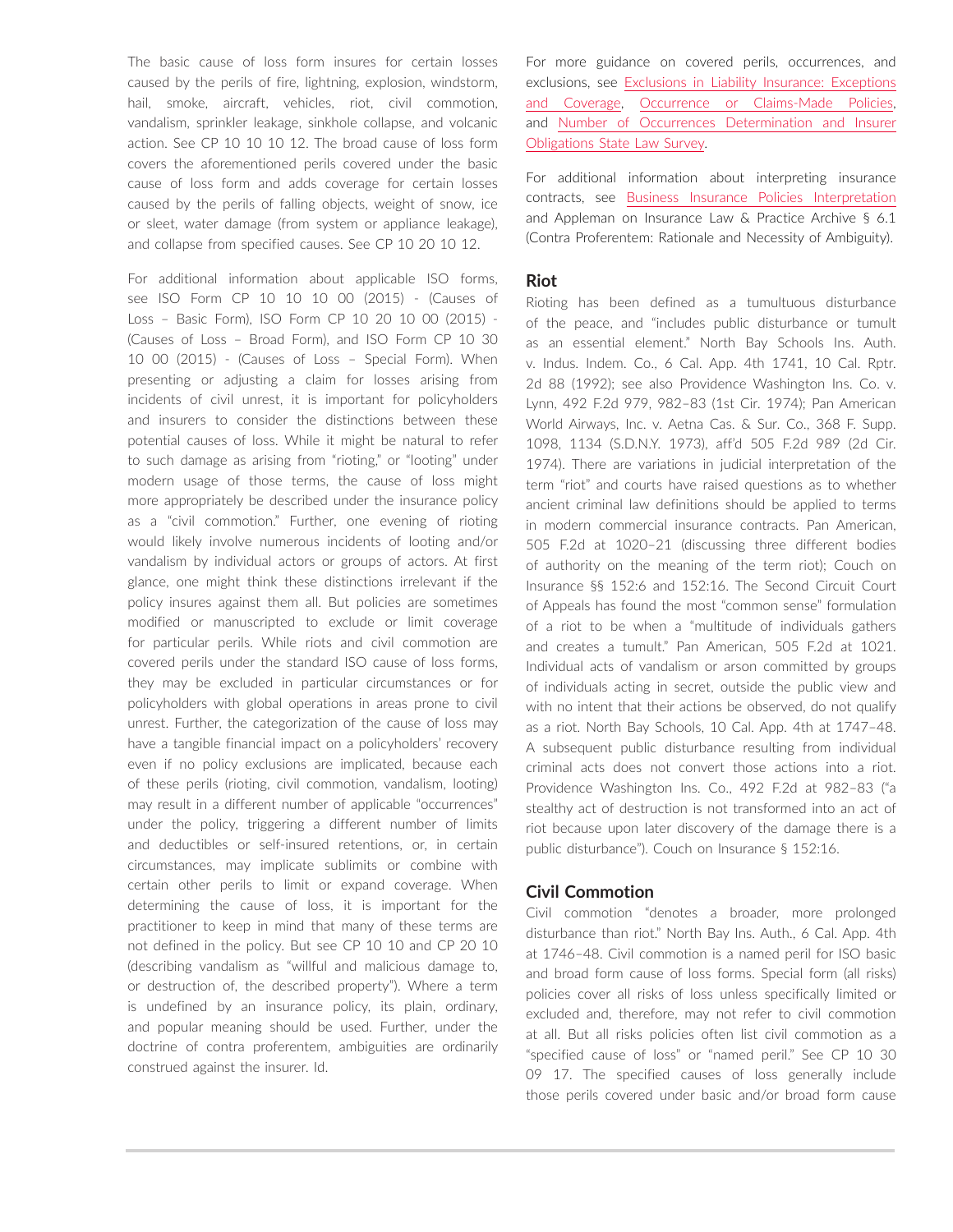The basic cause of loss form insures for certain losses caused by the perils of fire, lightning, explosion, windstorm, hail, smoke, aircraft, vehicles, riot, civil commotion, vandalism, sprinkler leakage, sinkhole collapse, and volcanic action. See CP 10 10 10 12. The broad cause of loss form covers the aforementioned perils covered under the basic cause of loss form and adds coverage for certain losses caused by the perils of falling objects, weight of snow, ice or sleet, water damage (from system or appliance leakage), and collapse from specified causes. See CP 10 20 10 12.

For additional information about applicable ISO forms, see ISO Form CP 10 10 10 00 (2015) - (Causes of Loss – Basic Form), ISO Form CP 10 20 10 00 (2015) - (Causes of Loss – Broad Form), and ISO Form CP 10 30 10 00 (2015) - (Causes of Loss – Special Form). When presenting or adjusting a claim for losses arising from incidents of civil unrest, it is important for policyholders and insurers to consider the distinctions between these potential causes of loss. While it might be natural to refer to such damage as arising from "rioting," or "looting" under modern usage of those terms, the cause of loss might more appropriately be described under the insurance policy as a "civil commotion." Further, one evening of rioting would likely involve numerous incidents of looting and/or vandalism by individual actors or groups of actors. At first glance, one might think these distinctions irrelevant if the policy insures against them all. But policies are sometimes modified or manuscripted to exclude or limit coverage for particular perils. While riots and civil commotion are covered perils under the standard ISO cause of loss forms, they may be excluded in particular circumstances or for policyholders with global operations in areas prone to civil unrest. Further, the categorization of the cause of loss may have a tangible financial impact on a policyholders' recovery even if no policy exclusions are implicated, because each of these perils (rioting, civil commotion, vandalism, looting) may result in a different number of applicable "occurrences" under the policy, triggering a different number of limits and deductibles or self-insured retentions, or, in certain circumstances, may implicate sublimits or combine with certain other perils to limit or expand coverage. When determining the cause of loss, it is important for the practitioner to keep in mind that many of these terms are not defined in the policy. But see CP 10 10 and CP 20 10 (describing vandalism as "willful and malicious damage to, or destruction of, the described property"). Where a term is undefined by an insurance policy, its plain, ordinary, and popular meaning should be used. Further, under the doctrine of contra proferentem, ambiguities are ordinarily construed against the insurer. Id.

For more guidance on covered perils, occurrences, and exclusions, see Exclusions in Liability Insurance: Exceptions and Coverage, Occurrence or Claims-Made Policies, and Number of Occurrences Determination and Insurer Obligations State Law Survey.

For additional information about interpreting insurance contracts, see Business Insurance Policies Interpretation and Appleman on Insurance Law & Practice Archive § 6.1 (Contra Proferentem: Rationale and Necessity of Ambiguity).

## Riot

Rioting has been defined as a tumultuous disturbance of the peace, and "includes public disturbance or tumult as an essential element." North Bay Schools Ins. Auth. v. Indus. Indem. Co., 6 Cal. App. 4th 1741, 10 Cal. Rptr. 2d 88 (1992); see also Providence Washington Ins. Co. v. Lynn, 492 F.2d 979, 982–83 (1st Cir. 1974); Pan American World Airways, Inc. v. Aetna Cas. & Sur. Co., 368 F. Supp. 1098, 1134 (S.D.N.Y. 1973), aff'd 505 F.2d 989 (2d Cir. 1974). There are variations in judicial interpretation of the term "riot" and courts have raised questions as to whether ancient criminal law definitions should be applied to terms in modern commercial insurance contracts. Pan American, 505 F.2d at 1020–21 (discussing three different bodies of authority on the meaning of the term riot); Couch on Insurance §§ 152:6 and 152:16. The Second Circuit Court of Appeals has found the most "common sense" formulation of a riot to be when a "multitude of individuals gathers and creates a tumult." Pan American, 505 F.2d at 1021. Individual acts of vandalism or arson committed by groups of individuals acting in secret, outside the public view and with no intent that their actions be observed, do not qualify as a riot. North Bay Schools, 10 Cal. App. 4th at 1747–48. A subsequent public disturbance resulting from individual criminal acts does not convert those actions into a riot. Providence Washington Ins. Co., 492 F.2d at 982–83 ("a stealthy act of destruction is not transformed into an act of riot because upon later discovery of the damage there is a public disturbance"). Couch on Insurance § 152:16.

## Civil Commotion

Civil commotion "denotes a broader, more prolonged disturbance than riot." North Bay Ins. Auth., 6 Cal. App. 4th at 1746–48. Civil commotion is a named peril for ISO basic and broad form cause of loss forms. Special form (all risks) policies cover all risks of loss unless specifically limited or excluded and, therefore, may not refer to civil commotion at all. But all risks policies often list civil commotion as a "specified cause of loss" or "named peril." See CP 10 30 09 17. The specified causes of loss generally include those perils covered under basic and/or broad form cause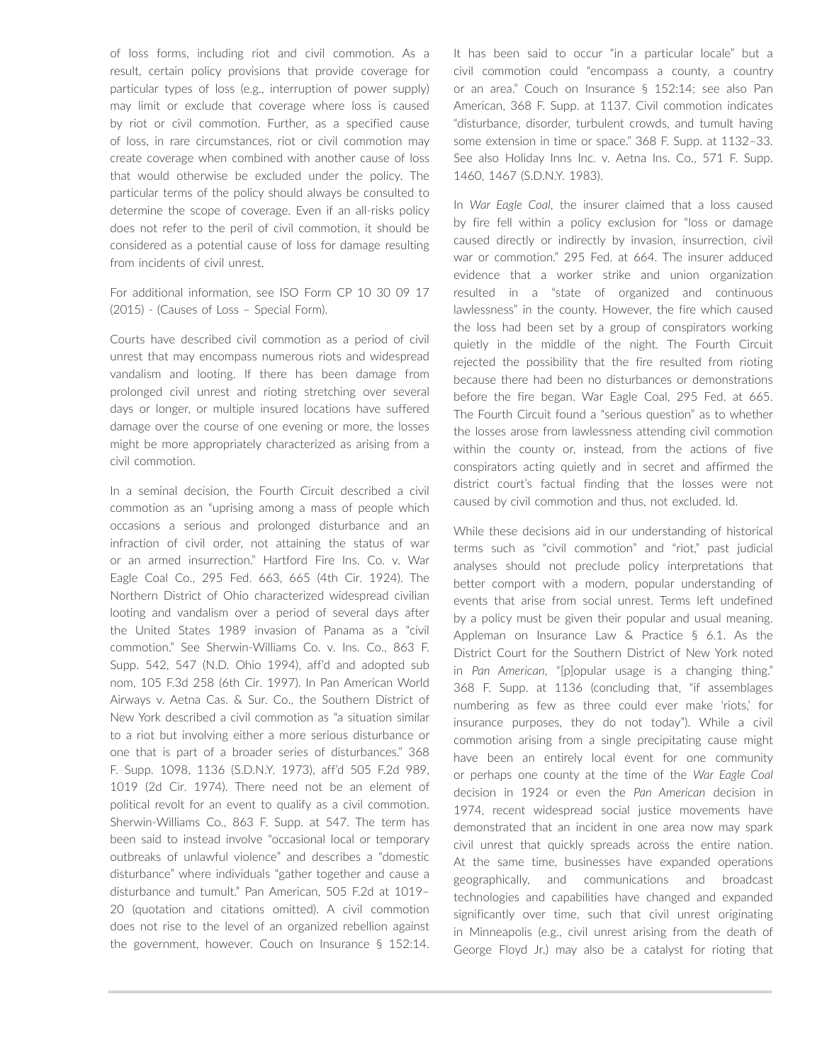of loss forms, including riot and civil commotion. As a result, certain policy provisions that provide coverage for particular types of loss (e.g., interruption of power supply) may limit or exclude that coverage where loss is caused by riot or civil commotion. Further, as a specified cause of loss, in rare circumstances, riot or civil commotion may create coverage when combined with another cause of loss that would otherwise be excluded under the policy. The particular terms of the policy should always be consulted to determine the scope of coverage. Even if an all-risks policy does not refer to the peril of civil commotion, it should be considered as a potential cause of loss for damage resulting from incidents of civil unrest.

For additional information, see ISO Form CP 10 30 09 17 (2015) - (Causes of Loss – Special Form).

Courts have described civil commotion as a period of civil unrest that may encompass numerous riots and widespread vandalism and looting. If there has been damage from prolonged civil unrest and rioting stretching over several days or longer, or multiple insured locations have suffered damage over the course of one evening or more, the losses might be more appropriately characterized as arising from a civil commotion.

In a seminal decision, the Fourth Circuit described a civil commotion as an "uprising among a mass of people which occasions a serious and prolonged disturbance and an infraction of civil order, not attaining the status of war or an armed insurrection." Hartford Fire Ins. Co. v. War Eagle Coal Co., 295 Fed. 663, 665 (4th Cir. 1924). The Northern District of Ohio characterized widespread civilian looting and vandalism over a period of several days after the United States 1989 invasion of Panama as a "civil commotion." See Sherwin-Williams Co. v. Ins. Co., 863 F. Supp. 542, 547 (N.D. Ohio 1994), aff'd and adopted sub nom, 105 F.3d 258 (6th Cir. 1997). In Pan American World Airways v. Aetna Cas. & Sur. Co., the Southern District of New York described a civil commotion as "a situation similar to a riot but involving either a more serious disturbance or one that is part of a broader series of disturbances." 368 F. Supp. 1098, 1136 (S.D.N.Y. 1973), aff'd 505 F.2d 989, 1019 (2d Cir. 1974). There need not be an element of political revolt for an event to qualify as a civil commotion. Sherwin-Williams Co., 863 F. Supp. at 547. The term has been said to instead involve "occasional local or temporary outbreaks of unlawful violence" and describes a "domestic disturbance" where individuals "gather together and cause a disturbance and tumult." Pan American, 505 F.2d at 1019–20 (quotation and citations omitted). A civil commotion does not rise to the level of an organized rebellion against the government, however. Couch on Insurance § 152:14. It has been said to occur "in a particular locale" but a civil commotion could "encompass a county, a country or an area." Couch on Insurance § 152:14; see also Pan American, 368 F. Supp. at 1137. Civil commotion indicates "disturbance, disorder, turbulent crowds, and tumult having some extension in time or space." 368 F. Supp. at 1132–33. See also Holiday Inns Inc. v. Aetna Ins. Co., 571 F. Supp. 1460, 1467 (S.D.N.Y. 1983).

In *War Eagle Coal*, the insurer claimed that a loss caused by fire fell within a policy exclusion for "loss or damage caused directly or indirectly by invasion, insurrection, civil war or commotion." 295 Fed. at 664. The insurer adduced evidence that a worker strike and union organization resulted in a "state of organized and continuous lawlessness" in the county. However, the fire which caused the loss had been set by a group of conspirators working quietly in the middle of the night. The Fourth Circuit rejected the possibility that the fire resulted from rioting because there had been no disturbances or demonstrations before the fire began. War Eagle Coal, 295 Fed. at 665. The Fourth Circuit found a "serious question" as to whether the losses arose from lawlessness attending civil commotion within the county or, instead, from the actions of five conspirators acting quietly and in secret and affirmed the district court's factual finding that the losses were not caused by civil commotion and thus, not excluded. Id.

While these decisions aid in our understanding of historical terms such as "civil commotion" and "riot," past judicial analyses should not preclude policy interpretations that better comport with a modern, popular understanding of events that arise from social unrest. Terms left undefined by a policy must be given their popular and usual meaning. Appleman on Insurance Law & Practice § 6.1. As the District Court for the Southern District of New York noted in *Pan American*, "[p]opular usage is a changing thing." 368 F. Supp. at 1136 (concluding that, "if assemblages numbering as few as three could ever make 'riots,' for insurance purposes, they do not today"). While a civil commotion arising from a single precipitating cause might have been an entirely local event for one community or perhaps one county at the time of the *War Eagle Coal* decision in 1924 or even the *Pan American* decision in 1974, recent widespread social justice movements have demonstrated that an incident in one area now may spark civil unrest that quickly spreads across the entire nation. At the same time, businesses have expanded operations geographically, and communications and broadcast technologies and capabilities have changed and expanded significantly over time, such that civil unrest originating in Minneapolis (e.g., civil unrest arising from the death of George Floyd Jr.) may also be a catalyst for rioting that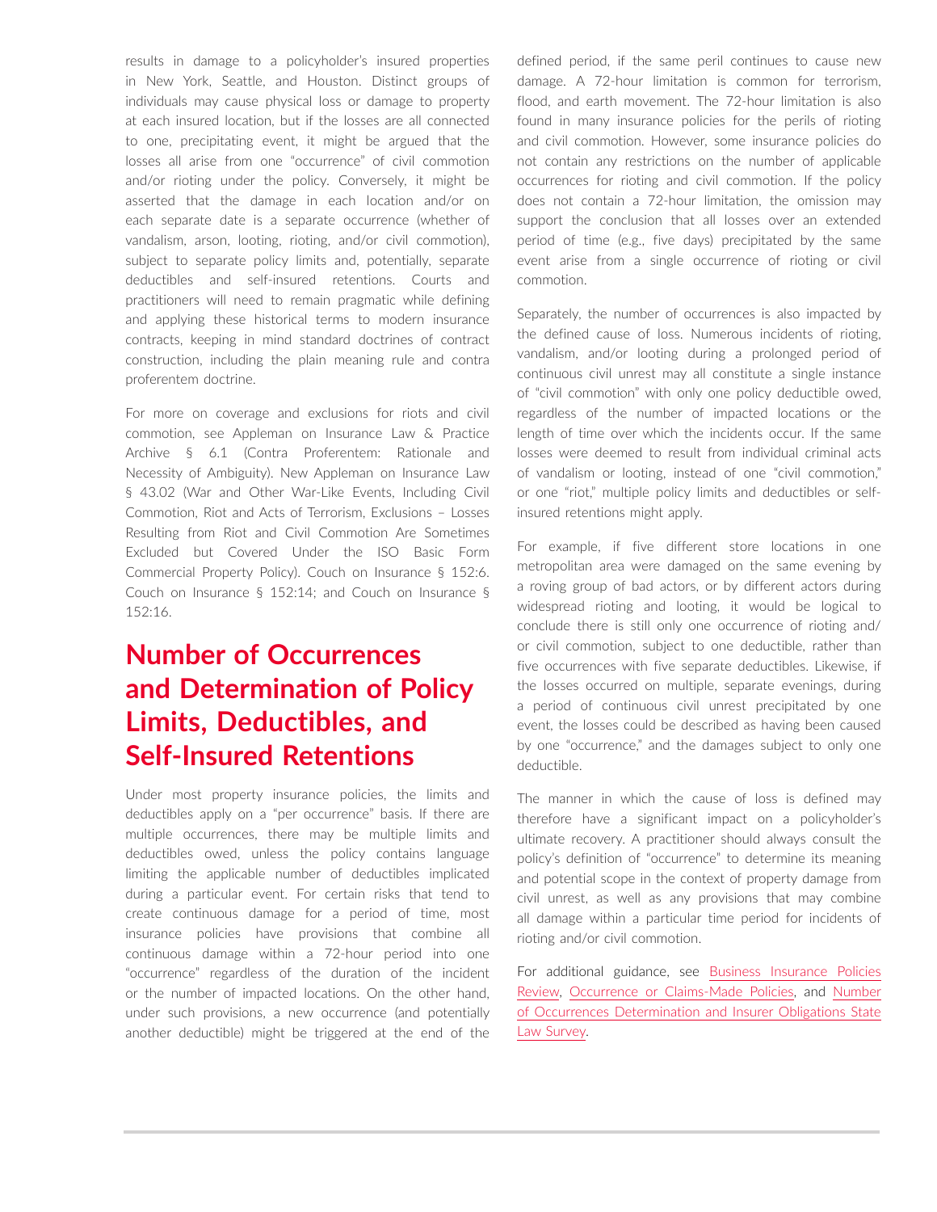results in damage to a policyholder's insured properties in New York, Seattle, and Houston. Distinct groups of individuals may cause physical loss or damage to property at each insured location, but if the losses are all connected to one, precipitating event, it might be argued that the losses all arise from one "occurrence" of civil commotion and/or rioting under the policy. Conversely, it might be asserted that the damage in each location and/or on each separate date is a separate occurrence (whether of vandalism, arson, looting, rioting, and/or civil commotion), subject to separate policy limits and, potentially, separate deductibles and self-insured retentions. Courts and practitioners will need to remain pragmatic while defining and applying these historical terms to modern insurance contracts, keeping in mind standard doctrines of contract construction, including the plain meaning rule and contra proferentem doctrine.

For more on coverage and exclusions for riots and civil commotion, see Appleman on Insurance Law & Practice Archive § 6.1 (Contra Proferentem: Rationale and Necessity of Ambiguity). New Appleman on Insurance Law § 43.02 (War and Other War-Like Events, Including Civil Commotion, Riot and Acts of Terrorism, Exclusions – Losses Resulting from Riot and Civil Commotion Are Sometimes Excluded but Covered Under the ISO Basic Form Commercial Property Policy). Couch on Insurance § 152:6. Couch on Insurance § 152:14; and Couch on Insurance § 152:16.

## Number of Occurrences and Determination of Policy Limits, Deductibles, and Self-Insured Retentions

Under most property insurance policies, the limits and deductibles apply on a "per occurrence" basis. If there are multiple occurrences, there may be multiple limits and deductibles owed, unless the policy contains language limiting the applicable number of deductibles implicated during a particular event. For certain risks that tend to create continuous damage for a period of time, most insurance policies have provisions that combine all continuous damage within a 72-hour period into one "occurrence" regardless of the duration of the incident or the number of impacted locations. On the other hand, under such provisions, a new occurrence (and potentially another deductible) might be triggered at the end of the defined period, if the same peril continues to cause new damage. A 72-hour limitation is common for terrorism, flood, and earth movement. The 72-hour limitation is also found in many insurance policies for the perils of rioting and civil commotion. However, some insurance policies do not contain any restrictions on the number of applicable occurrences for rioting and civil commotion. If the policy does not contain a 72-hour limitation, the omission may support the conclusion that all losses over an extended period of time (e.g., five days) precipitated by the same event arise from a single occurrence of rioting or civil commotion.

Separately, the number of occurrences is also impacted by the defined cause of loss. Numerous incidents of rioting, vandalism, and/or looting during a prolonged period of continuous civil unrest may all constitute a single instance of "civil commotion" with only one policy deductible owed, regardless of the number of impacted locations or the length of time over which the incidents occur. If the same losses were deemed to result from individual criminal acts of vandalism or looting, instead of one "civil commotion," or one "riot," multiple policy limits and deductibles or self-insured retentions might apply.

For example, if five different store locations in one metropolitan area were damaged on the same evening by a roving group of bad actors, or by different actors during widespread rioting and looting, it would be logical to conclude there is still only one occurrence of rioting and/or civil commotion, subject to one deductible, rather than five occurrences with five separate deductibles. Likewise, if the losses occurred on multiple, separate evenings, during a period of continuous civil unrest precipitated by one event, the losses could be described as having been caused by one "occurrence," and the damages subject to only one deductible.

The manner in which the cause of loss is defined may therefore have a significant impact on a policyholder's ultimate recovery. A practitioner should always consult the policy's definition of "occurrence" to determine its meaning and potential scope in the context of property damage from civil unrest, as well as any provisions that may combine all damage within a particular time period for incidents of rioting and/or civil commotion.

For additional guidance, see Business Insurance Policies Review, Occurrence or Claims-Made Policies, and Number of Occurrences Determination and Insurer Obligations State Law Survey.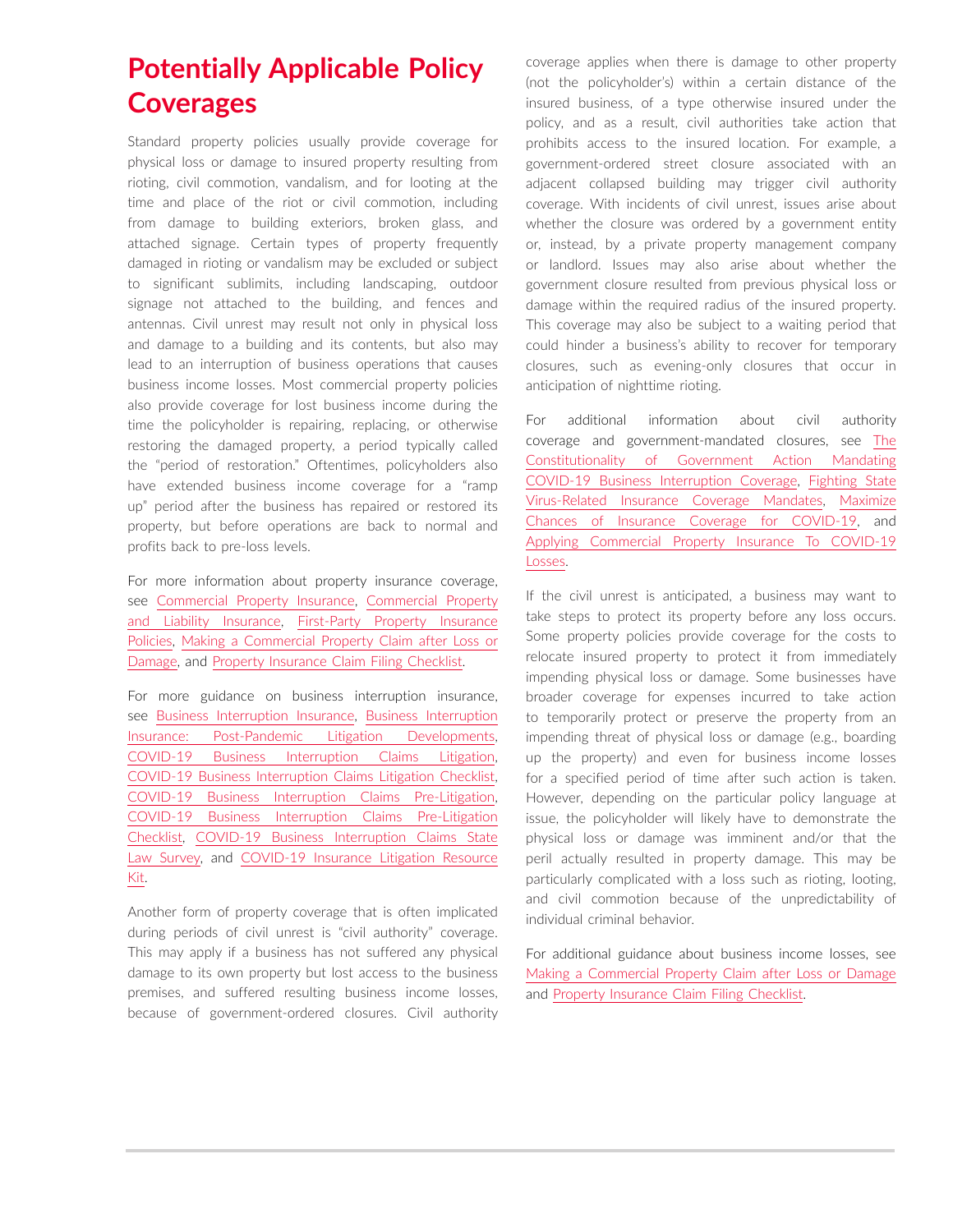## Potentially Applicable Policy Coverages

Standard property policies usually provide coverage for physical loss or damage to insured property resulting from rioting, civil commotion, vandalism, and for looting at the time and place of the riot or civil commotion, including from damage to building exteriors, broken glass, and attached signage. Certain types of property frequently damaged in rioting or vandalism may be excluded or subject to significant sublimits, including landscaping, outdoor signage not attached to the building, and fences and antennas. Civil unrest may result not only in physical loss and damage to a building and its contents, but also may lead to an interruption of business operations that causes business income losses. Most commercial property policies also provide coverage for lost business income during the time the policyholder is repairing, replacing, or otherwise restoring the damaged property, a period typically called the "period of restoration." Oftentimes, policyholders also have extended business income coverage for a "ramp up" period after the business has repaired or restored its property, but before operations are back to normal and profits back to pre-loss levels.

For more information about property insurance coverage, see Commercial Property Insurance, Commercial Property and Liability Insurance, First-Party Property Insurance Policies, Making a Commercial Property Claim after Loss or Damage, and Property Insurance Claim Filing Checklist.

For more guidance on business interruption insurance, see Business Interruption Insurance, Business Interruption Insurance: Post-Pandemic Litigation Developments, COVID-19 Business Interruption Claims Litigation, COVID-19 Business Interruption Claims Litigation Checklist, COVID-19 Business Interruption Claims Pre-Litigation, COVID-19 Business Interruption Claims Pre-Litigation Checklist, COVID-19 Business Interruption Claims State Law Survey, and COVID-19 Insurance Litigation Resource Kit.

Another form of property coverage that is often implicated during periods of civil unrest is "civil authority" coverage. This may apply if a business has not suffered any physical damage to its own property but lost access to the business premises, and suffered resulting business income losses, because of government-ordered closures. Civil authority coverage applies when there is damage to other property (not the policyholder's) within a certain distance of the insured business, of a type otherwise insured under the policy, and as a result, civil authorities take action that prohibits access to the insured location. For example, a government-ordered street closure associated with an adjacent collapsed building may trigger civil authority coverage. With incidents of civil unrest, issues arise about whether the closure was ordered by a government entity or, instead, by a private property management company or landlord. Issues may also arise about whether the government closure resulted from previous physical loss or damage within the required radius of the insured property. This coverage may also be subject to a waiting period that could hinder a business's ability to recover for temporary closures, such as evening-only closures that occur in anticipation of nighttime rioting.

For additional information about civil authority coverage and government-mandated closures, see The Constitutionality of Government Action Mandating COVID-19 Business Interruption Coverage, Fighting State Virus-Related Insurance Coverage Mandates, Maximize Chances of Insurance Coverage for COVID-19, and Applying Commercial Property Insurance To COVID-19 Losses.

If the civil unrest is anticipated, a business may want to take steps to protect its property before any loss occurs. Some property policies provide coverage for the costs to relocate insured property to protect it from immediately impending physical loss or damage. Some businesses have broader coverage for expenses incurred to take action to temporarily protect or preserve the property from an impending threat of physical loss or damage (e.g., boarding up the property) and even for business income losses for a specified period of time after such action is taken. However, depending on the particular policy language at issue, the policyholder will likely have to demonstrate the physical loss or damage was imminent and/or that the peril actually resulted in property damage. This may be particularly complicated with a loss such as rioting, looting, and civil commotion because of the unpredictability of individual criminal behavior.

For additional guidance about business income losses, see Making a Commercial Property Claim after Loss or Damage and Property Insurance Claim Filing Checklist.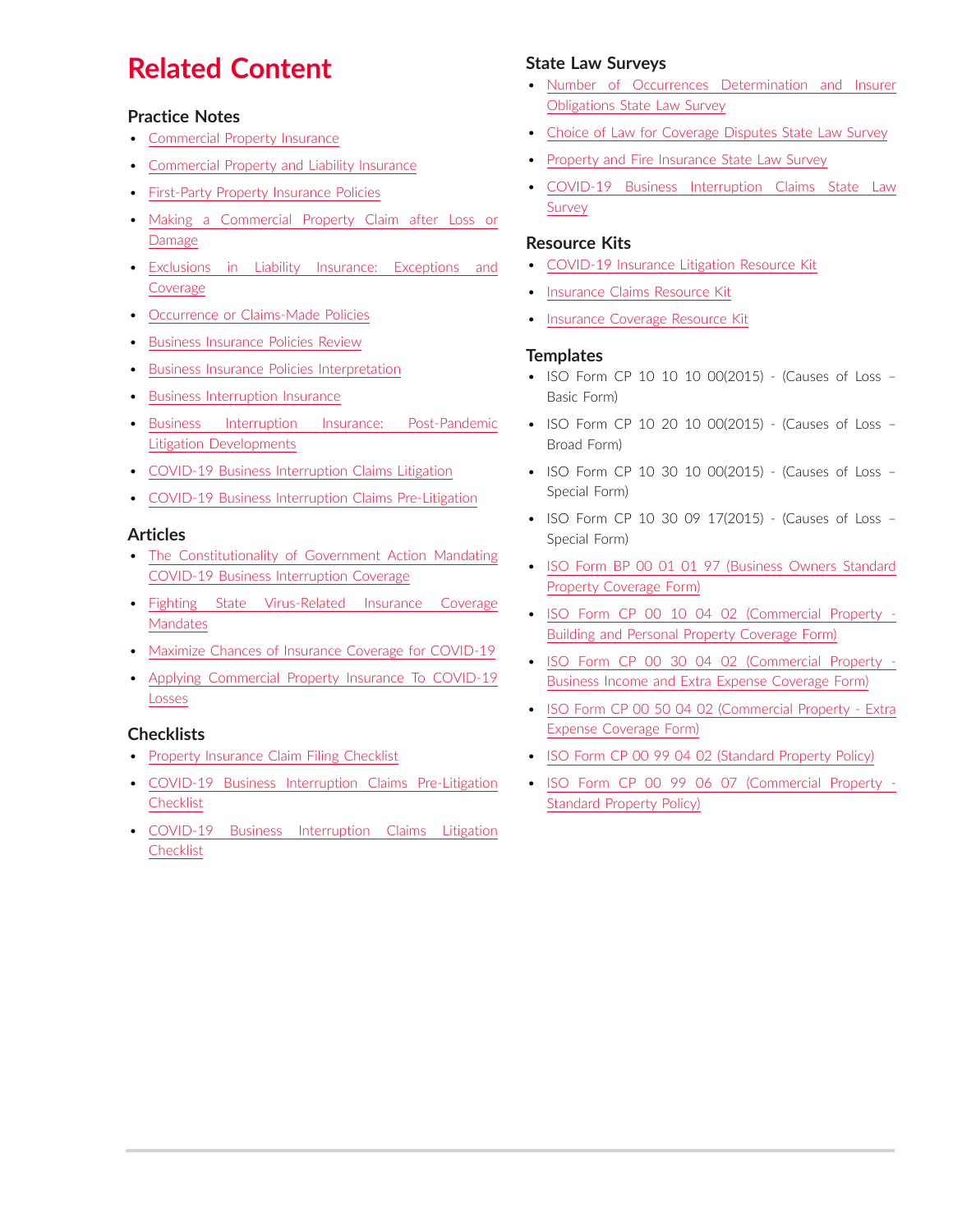# Related Content

## Practice Notes

- Commercial Property Insurance
- Commercial Property and Liability Insurance
- First-Party Property Insurance Policies
- Making a Commercial Property Claim after Loss or Damage
- Exclusions in Liability Insurance: Exceptions and Coverage
- Occurrence or Claims-Made Policies
- Business Insurance Policies Review
- Business Insurance Policies Interpretation
- Business Interruption Insurance
- Business Interruption Insurance: Post-Pandemic Litigation Developments
- COVID-19 Business Interruption Claims Litigation
- COVID-19 Business Interruption Claims Pre-Litigation

## Articles

- The Constitutionality of Government Action Mandating COVID-19 Business Interruption Coverage
- Fighting State Virus-Related Insurance Coverage Mandates
- Maximize Chances of Insurance Coverage for COVID-19
- Applying Commercial Property Insurance To COVID-19 Losses

## Checklists

- Property Insurance Claim Filing Checklist
- COVID-19 Business Interruption Claims Pre-Litigation Checklist
- COVID-19 Business Interruption Claims Litigation Checklist

## State Law Surveys

- Number of Occurrences Determination and Insurer Obligations State Law Survey
- Choice of Law for Coverage Disputes State Law Survey
- Property and Fire Insurance State Law Survey
- COVID-19 Business Interruption Claims State Law Survey

## Resource Kits

- COVID-19 Insurance Litigation Resource Kit
- Insurance Claims Resource Kit
- Insurance Coverage Resource Kit

## Templates

- ISO Form CP 10 10 10 00(2015) - (Causes of Loss – Basic Form)
- ISO Form CP 10 20 10 00(2015) - (Causes of Loss – Broad Form)
- ISO Form CP 10 30 10 00(2015) - (Causes of Loss – Special Form)
- ISO Form CP 10 30 09 17(2015) - (Causes of Loss – Special Form)
- ISO Form BP 00 01 01 97 (Business Owners Standard Property Coverage Form)
- ISO Form CP 00 10 04 02 (Commercial Property - Building and Personal Property Coverage Form)
- ISO Form CP 00 30 04 02 (Commercial Property - Business Income and Extra Expense Coverage Form)
- ISO Form CP 00 50 04 02 (Commercial Property - Extra Expense Coverage Form)
- ISO Form CP 00 99 04 02 (Standard Property Policy)
- ISO Form CP 00 99 06 07 (Commercial Property - Standard Property Policy)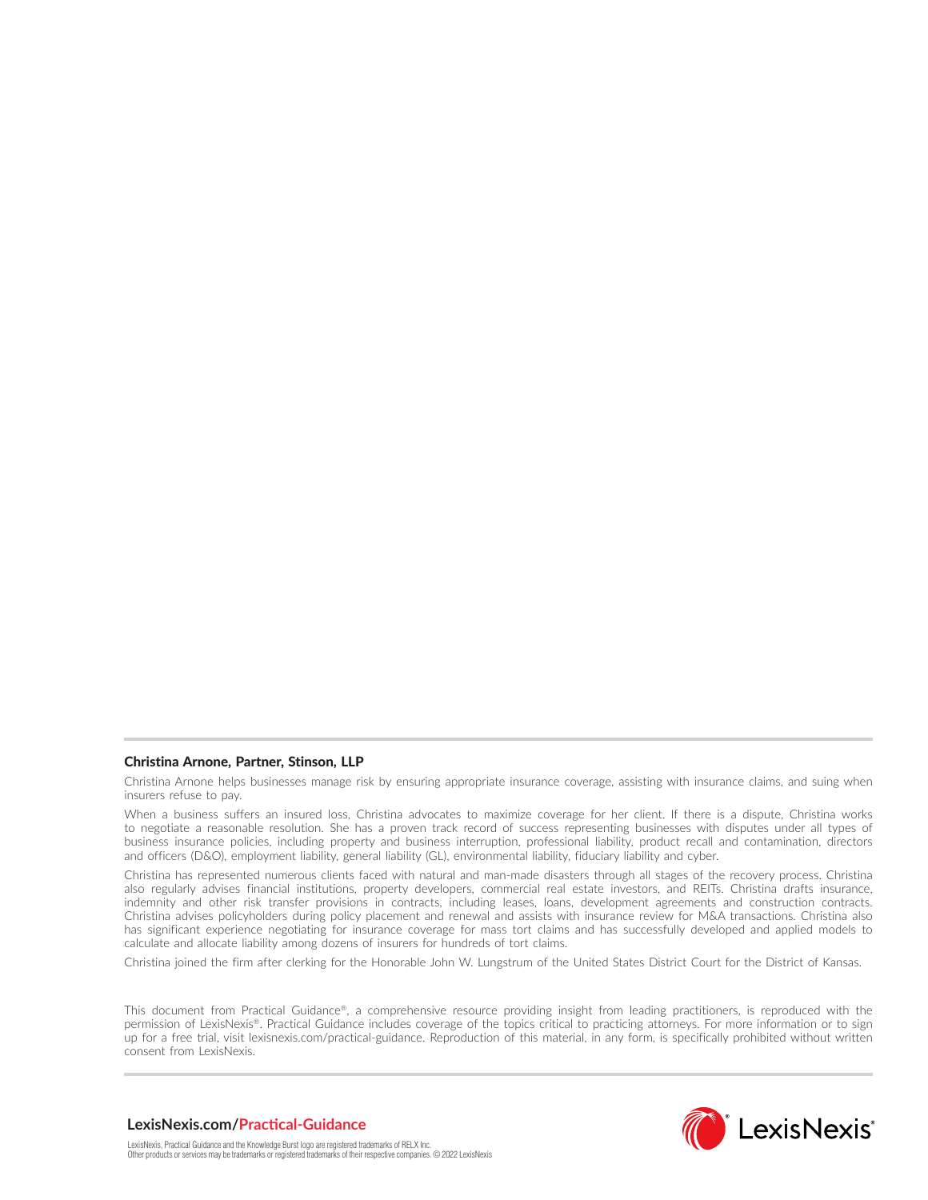**Christina Arnone, Partner, Stinson, LLP**

Christina Arnone helps businesses manage risk by ensuring appropriate insurance coverage, assisting with insurance claims, and suing when insurers refuse to pay.

When a business suffers an insured loss, Christina advocates to maximize coverage for her client. If there is a dispute, Christina works to negotiate a reasonable resolution. She has a proven track record of success representing businesses with disputes under all types of business insurance policies, including property and business interruption, professional liability, product recall and contamination, directors and officers (D&O), employment liability, general liability (GL), environmental liability, fiduciary liability and cyber.

Christina has represented numerous clients faced with natural and man-made disasters through all stages of the recovery process. Christina also regularly advises financial institutions, property developers, commercial real estate investors, and REITs. Christina drafts insurance, indemnity and other risk transfer provisions in contracts, including leases, loans, development agreements and construction contracts. Christina advises policyholders during policy placement and renewal and assists with insurance review for M&A transactions. Christina also has significant experience negotiating for insurance coverage for mass tort claims and has successfully developed and applied models to calculate and allocate liability among dozens of insurers for hundreds of tort claims.

Christina joined the firm after clerking for the Honorable John W. Lungstrum of the United States District Court for the District of Kansas.

This document from Practical Guidance®, a comprehensive resource providing insight from leading practitioners, is reproduced with the permission of LexisNexis®. Practical Guidance includes coverage of the topics critical to practicing attorneys. For more information or to sign up for a free trial, visit lexisnexis.com/practical-guidance. Reproduction of this material, in any form, is specifically prohibited without written consent from LexisNexis.

**LexisNexis.com/Practical-Guidance**

LexisNexis, Practical Guidance and the Knowledge Burst logo are registered trademarks of RELX Inc.
Other products or services may be trademarks or registered trademarks of their respective companies. © 2022 LexisNexis